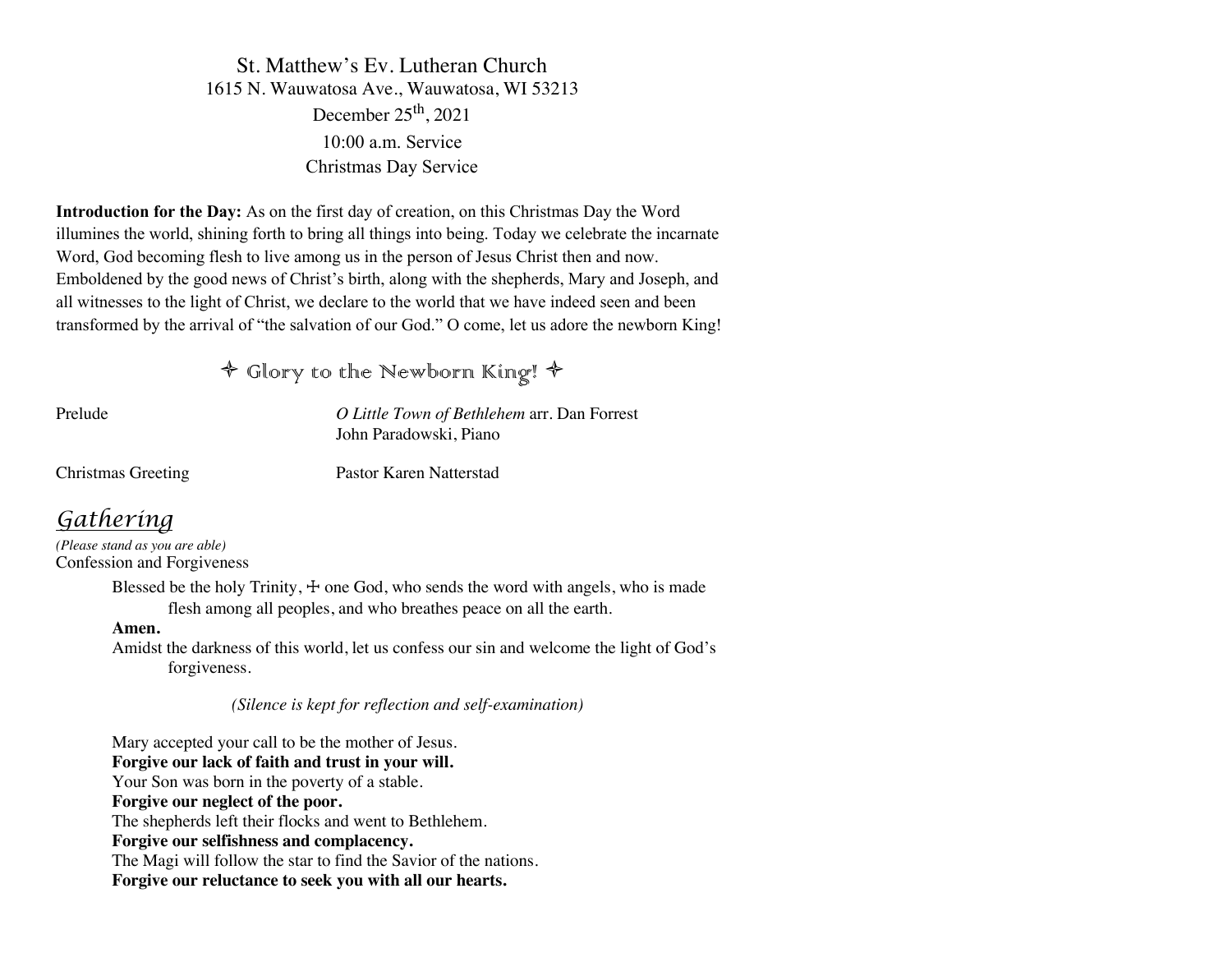St. Matthew's Ev. Lutheran Church
1615 N. Wauwatosa Ave., Wauwatosa, WI 53213
December 25th, 2021
10:00 a.m. Service
Christmas Day Service

**Introduction for the Day:** As on the first day of creation, on this Christmas Day the Word illumines the world, shining forth to bring all things into being. Today we celebrate the incarnate Word, God becoming flesh to live among us in the person of Jesus Christ then and now. Emboldened by the good news of Christ's birth, along with the shepherds, Mary and Joseph, and all witnesses to the light of Christ, we declare to the world that we have indeed seen and been transformed by the arrival of "the salvation of our God." O come, let us adore the newborn King!

✧ Glory to the Newborn King! ✧

Prelude — *O Little Town of Bethlehem* arr. Dan Forrest
John Paradowski, Piano

Christmas Greeting — Pastor Karen Natterstad

## Gathering

*(Please stand as you are able)*

Confession and Forgiveness

Blessed be the holy Trinity, ☩ one God, who sends the word with angels, who is made flesh among all peoples, and who breathes peace on all the earth.

**Amen.**

Amidst the darkness of this world, let us confess our sin and welcome the light of God's forgiveness.

*(Silence is kept for reflection and self-examination)*

Mary accepted your call to be the mother of Jesus.
**Forgive our lack of faith and trust in your will.**
Your Son was born in the poverty of a stable.
**Forgive our neglect of the poor.**
The shepherds left their flocks and went to Bethlehem.
**Forgive our selfishness and complacency.**
The Magi will follow the star to find the Savior of the nations.
**Forgive our reluctance to seek you with all our hearts.**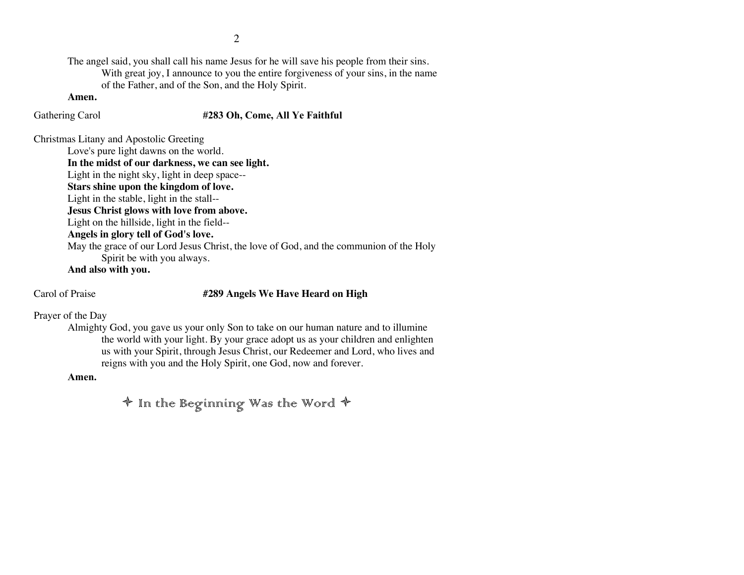The angel said, you shall call his name Jesus for he will save his people from their sins.
With great joy, I announce to you the entire forgiveness of your sins, in the name of the Father, and of the Son, and the Holy Spirit.

**Amen.**

Gathering Carol **#283 Oh, Come, All Ye Faithful**

Christmas Litany and Apostolic Greeting

Love's pure light dawns on the world.

**In the midst of our darkness, we can see light.**

Light in the night sky, light in deep space--

**Stars shine upon the kingdom of love.**

Light in the stable, light in the stall--

**Jesus Christ glows with love from above.**

Light on the hillside, light in the field--

**Angels in glory tell of God's love.**

May the grace of our Lord Jesus Christ, the love of God, and the communion of the Holy Spirit be with you always.

**And also with you.**

Carol of Praise **#289 Angels We Have Heard on High**

Prayer of the Day

Almighty God, you gave us your only Son to take on our human nature and to illumine the world with your light. By your grace adopt us as your children and enlighten us with your Spirit, through Jesus Christ, our Redeemer and Lord, who lives and reigns with you and the Holy Spirit, one God, now and forever.

**Amen.**

## ✧ In the Beginning Was the Word ✧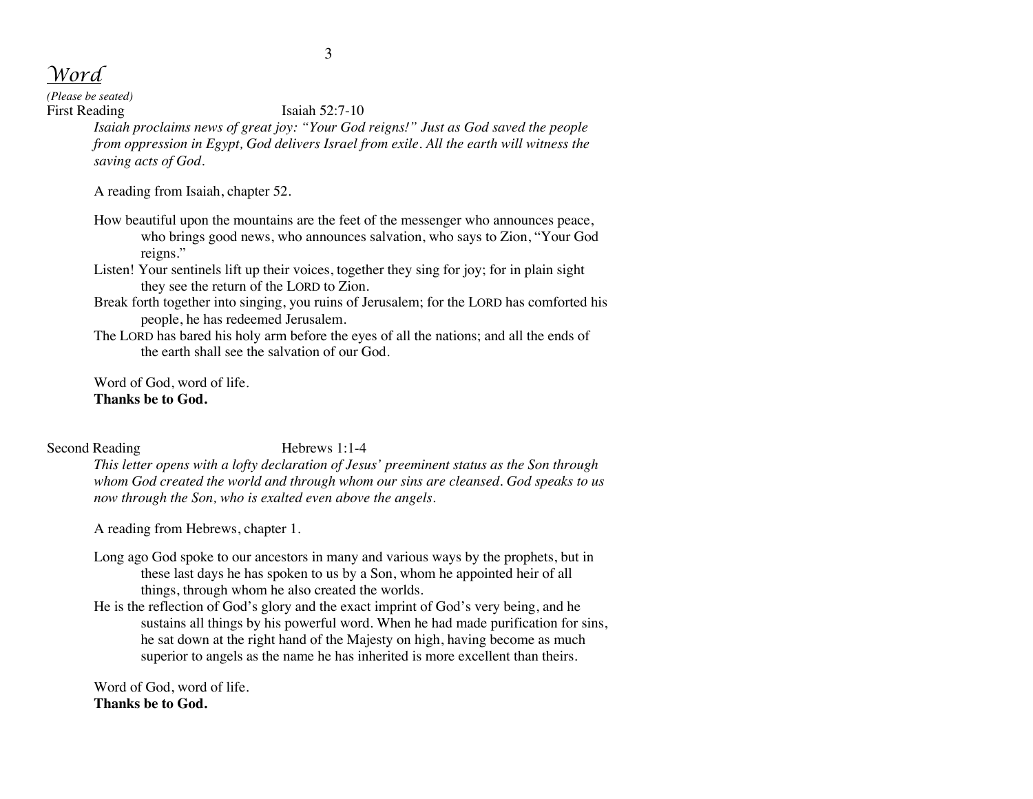# *Word*

*(Please be seated)*

First Reading Isaiah 52:7-10

*Isaiah proclaims news of great joy: "Your God reigns!" Just as God saved the people from oppression in Egypt, God delivers Israel from exile. All the earth will witness the saving acts of God.*

A reading from Isaiah, chapter 52.

How beautiful upon the mountains are the feet of the messenger who announces peace, who brings good news, who announces salvation, who says to Zion, "Your God reigns."
Listen! Your sentinels lift up their voices, together they sing for joy; for in plain sight they see the return of the LORD to Zion.
Break forth together into singing, you ruins of Jerusalem; for the LORD has comforted his people, he has redeemed Jerusalem.
The LORD has bared his holy arm before the eyes of all the nations; and all the ends of the earth shall see the salvation of our God.

Word of God, word of life.
**Thanks be to God.**

Second Reading Hebrews 1:1-4

*This letter opens with a lofty declaration of Jesus' preeminent status as the Son through whom God created the world and through whom our sins are cleansed. God speaks to us now through the Son, who is exalted even above the angels.*

A reading from Hebrews, chapter 1.

Long ago God spoke to our ancestors in many and various ways by the prophets, but in these last days he has spoken to us by a Son, whom he appointed heir of all things, through whom he also created the worlds.
He is the reflection of God's glory and the exact imprint of God's very being, and he sustains all things by his powerful word. When he had made purification for sins, he sat down at the right hand of the Majesty on high, having become as much superior to angels as the name he has inherited is more excellent than theirs.

Word of God, word of life.
**Thanks be to God.**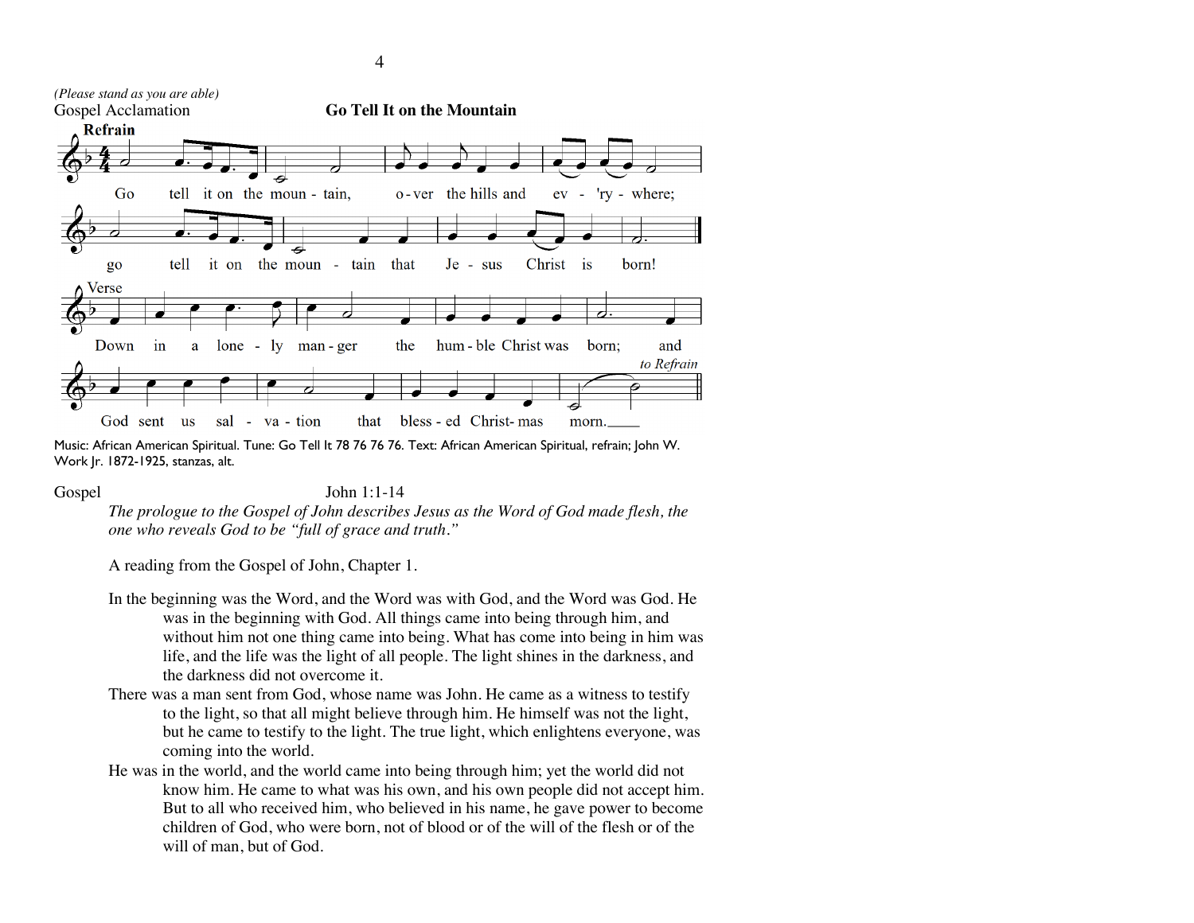*(Please stand as you are able)*

Gospel Acclamation **Go Tell It on the Mountain**

**Refrain**

Go tell it on the moun - tain, o - ver the hills and ev - 'ry - where;
go tell it on the moun - tain that Je - sus Christ is born!

Verse

Down in a lone - ly man - ger the hum - ble Christ was born; and
God sent us sal - va - tion that bless - ed Christ - mas morn.

*to Refrain*

Music: African American Spiritual. Tune: Go Tell It 78 76 76 76. Text: African American Spiritual, refrain; John W. Work Jr. 1872-1925, stanzas, alt.

Gospel John 1:1-14

*The prologue to the Gospel of John describes Jesus as the Word of God made flesh, the one who reveals God to be "full of grace and truth."*

A reading from the Gospel of John, Chapter 1.

In the beginning was the Word, and the Word was with God, and the Word was God. He was in the beginning with God. All things came into being through him, and without him not one thing came into being. What has come into being in him was life, and the life was the light of all people. The light shines in the darkness, and the darkness did not overcome it.

There was a man sent from God, whose name was John. He came as a witness to testify to the light, so that all might believe through him. He himself was not the light, but he came to testify to the light. The true light, which enlightens everyone, was coming into the world.

He was in the world, and the world came into being through him; yet the world did not know him. He came to what was his own, and his own people did not accept him. But to all who received him, who believed in his name, he gave power to become children of God, who were born, not of blood or of the will of the flesh or of the will of man, but of God.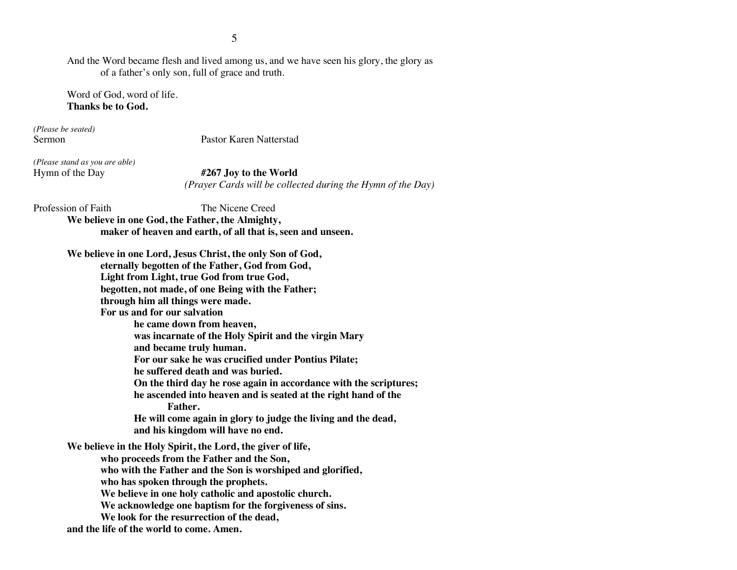And the Word became flesh and lived among us, and we have seen his glory, the glory as of a father's only son, full of grace and truth.

Word of God, word of life.
**Thanks be to God.**

*(Please be seated)*
Sermon Pastor Karen Natterstad

*(Please stand as you are able)*
Hymn of the Day **#267 Joy to the World**
*(Prayer Cards will be collected during the Hymn of the Day)*

Profession of Faith The Nicene Creed

**We believe in one God, the Father, the Almighty,**
**maker of heaven and earth, of all that is, seen and unseen.**

**We believe in one Lord, Jesus Christ, the only Son of God,**
**eternally begotten of the Father, God from God,**
**Light from Light, true God from true God,**
**begotten, not made, of one Being with the Father;**
**through him all things were made.**
**For us and for our salvation**
**he came down from heaven,**
**was incarnate of the Holy Spirit and the virgin Mary**
**and became truly human.**
**For our sake he was crucified under Pontius Pilate;**
**he suffered death and was buried.**
**On the third day he rose again in accordance with the scriptures;**
**he ascended into heaven and is seated at the right hand of the Father.**
**He will come again in glory to judge the living and the dead,**
**and his kingdom will have no end.**

**We believe in the Holy Spirit, the Lord, the giver of life,**
**who proceeds from the Father and the Son,**
**who with the Father and the Son is worshiped and glorified,**
**who has spoken through the prophets.**
**We believe in one holy catholic and apostolic church.**
**We acknowledge one baptism for the forgiveness of sins.**
**We look for the resurrection of the dead,**
**and the life of the world to come. Amen.**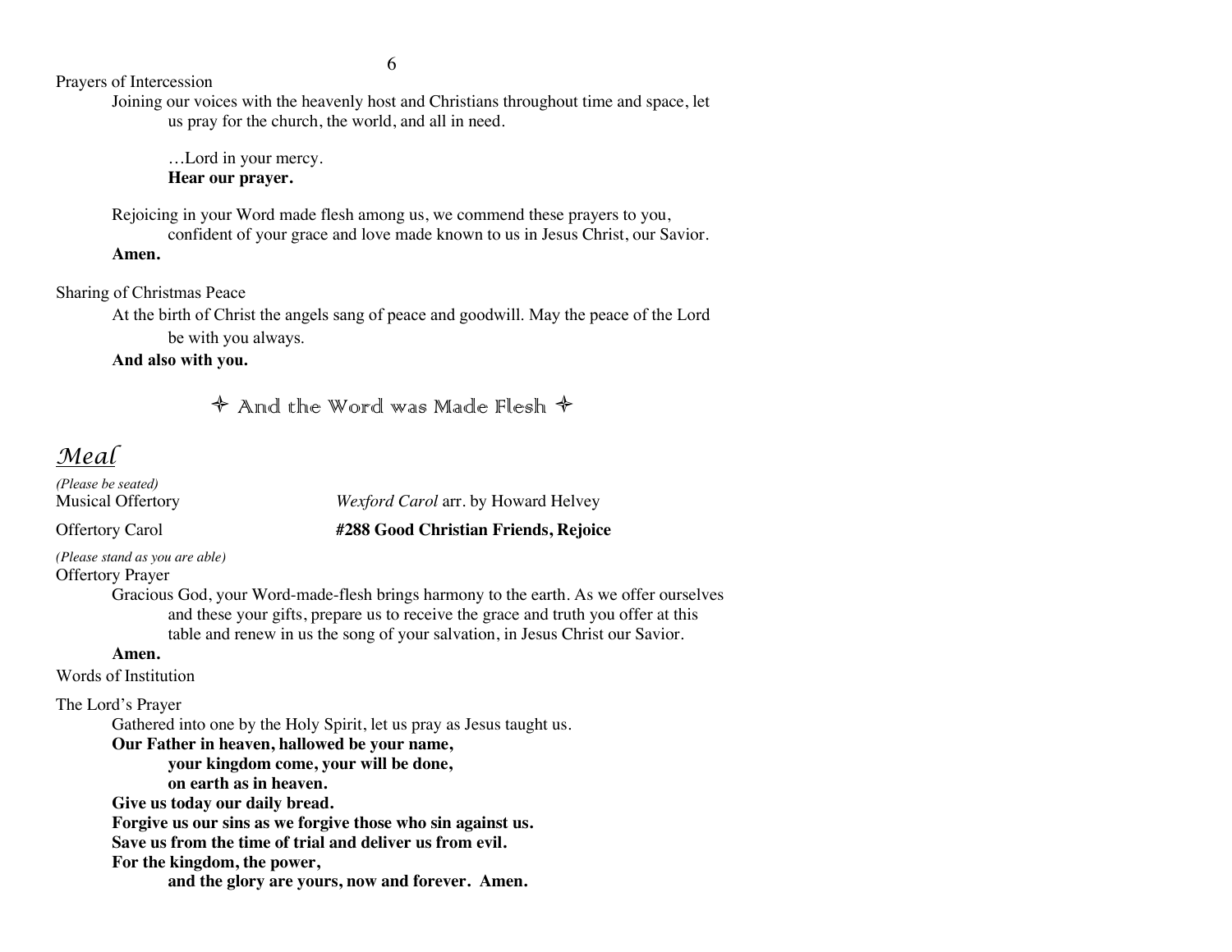Prayers of Intercession

Joining our voices with the heavenly host and Christians throughout time and space, let us pray for the church, the world, and all in need.

…Lord in your mercy.
**Hear our prayer.**

Rejoicing in your Word made flesh among us, we commend these prayers to you, confident of your grace and love made known to us in Jesus Christ, our Savior.
**Amen.**

Sharing of Christmas Peace

At the birth of Christ the angels sang of peace and goodwill. May the peace of the Lord be with you always.
**And also with you.**

✧ And the Word was Made Flesh ✧

## *Meal*

*(Please be seated)*

Musical Offertory — *Wexford Carol* arr. by Howard Helvey

Offertory Carol — **#288 Good Christian Friends, Rejoice**

*(Please stand as you are able)*

Offertory Prayer

Gracious God, your Word-made-flesh brings harmony to the earth. As we offer ourselves and these your gifts, prepare us to receive the grace and truth you offer at this table and renew in us the song of your salvation, in Jesus Christ our Savior.
**Amen.**

Words of Institution

The Lord's Prayer

Gathered into one by the Holy Spirit, let us pray as Jesus taught us.
**Our Father in heaven, hallowed be your name,**
**your kingdom come, your will be done,**
**on earth as in heaven.**
**Give us today our daily bread.**
**Forgive us our sins as we forgive those who sin against us.**
**Save us from the time of trial and deliver us from evil.**
**For the kingdom, the power,**
**and the glory are yours, now and forever. Amen.**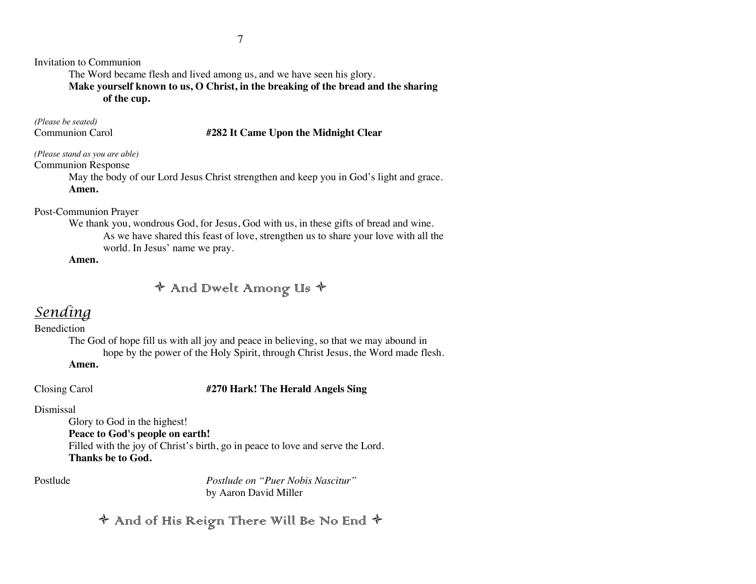Invitation to Communion

The Word became flesh and lived among us, and we have seen his glory.

**Make yourself known to us, O Christ, in the breaking of the bread and the sharing of the cup.**

*(Please be seated)*

Communion Carol **#282 It Came Upon the Midnight Clear**

*(Please stand as you are able)*

Communion Response

May the body of our Lord Jesus Christ strengthen and keep you in God's light and grace.

**Amen.**

Post-Communion Prayer

We thank you, wondrous God, for Jesus, God with us, in these gifts of bread and wine. As we have shared this feast of love, strengthen us to share your love with all the world. In Jesus' name we pray.

**Amen.**

✧ And Dwelt Among Us ✧

## *Sending*

Benediction

The God of hope fill us with all joy and peace in believing, so that we may abound in hope by the power of the Holy Spirit, through Christ Jesus, the Word made flesh.

**Amen.**

Closing Carol **#270 Hark! The Herald Angels Sing**

Dismissal

Glory to God in the highest!

**Peace to God's people on earth!**

Filled with the joy of Christ's birth, go in peace to love and serve the Lord.

**Thanks be to God.**

Postlude *Postlude on "Puer Nobis Nascitur"* by Aaron David Miller

✧ And of His Reign There Will Be No End ✧